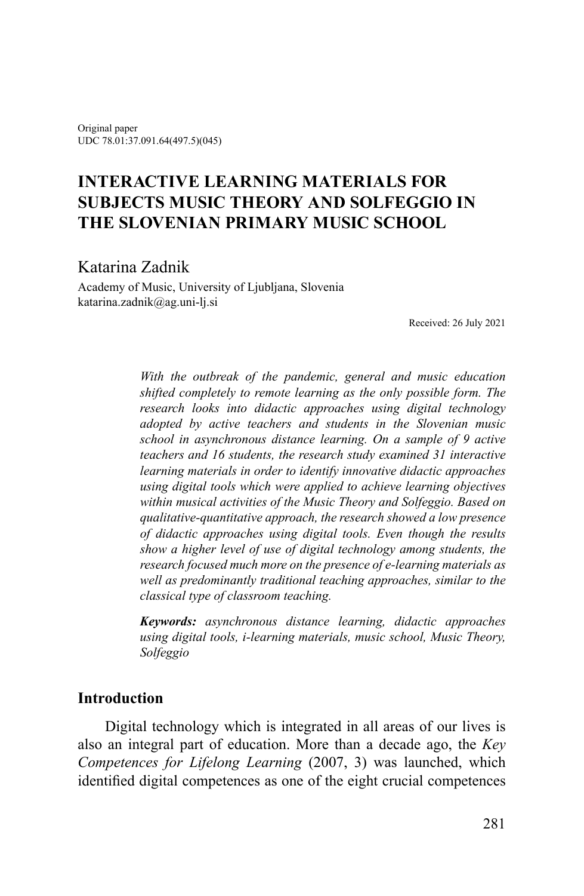Original paper
UDC 78.01:37.091.64(497.5)(045)

# INTERACTIVE LEARNING MATERIALS FOR SUBJECTS MUSIC THEORY AND SOLFEGGIO IN THE SLOVENIAN PRIMARY MUSIC SCHOOL

Katarina Zadnik
Academy of Music, University of Ljubljana, Slovenia
katarina.zadnik@ag.uni-lj.si

Received: 26 July 2021

*With the outbreak of the pandemic, general and music education shifted completely to remote learning as the only possible form. The research looks into didactic approaches using digital technology adopted by active teachers and students in the Slovenian music school in asynchronous distance learning. On a sample of 9 active teachers and 16 students, the research study examined 31 interactive learning materials in order to identify innovative didactic approaches using digital tools which were applied to achieve learning objectives within musical activities of the Music Theory and Solfeggio. Based on qualitative-quantitative approach, the research showed a low presence of didactic approaches using digital tools. Even though the results show a higher level of use of digital technology among students, the research focused much more on the presence of e-learning materials as well as predominantly traditional teaching approaches, similar to the classical type of classroom teaching.*

***Keywords:*** *asynchronous distance learning, didactic approaches using digital tools, i-learning materials, music school, Music Theory, Solfeggio*

## Introduction

Digital technology which is integrated in all areas of our lives is also an integral part of education. More than a decade ago, the *Key Competences for Lifelong Learning* (2007, 3) was launched, which identified digital competences as one of the eight crucial competences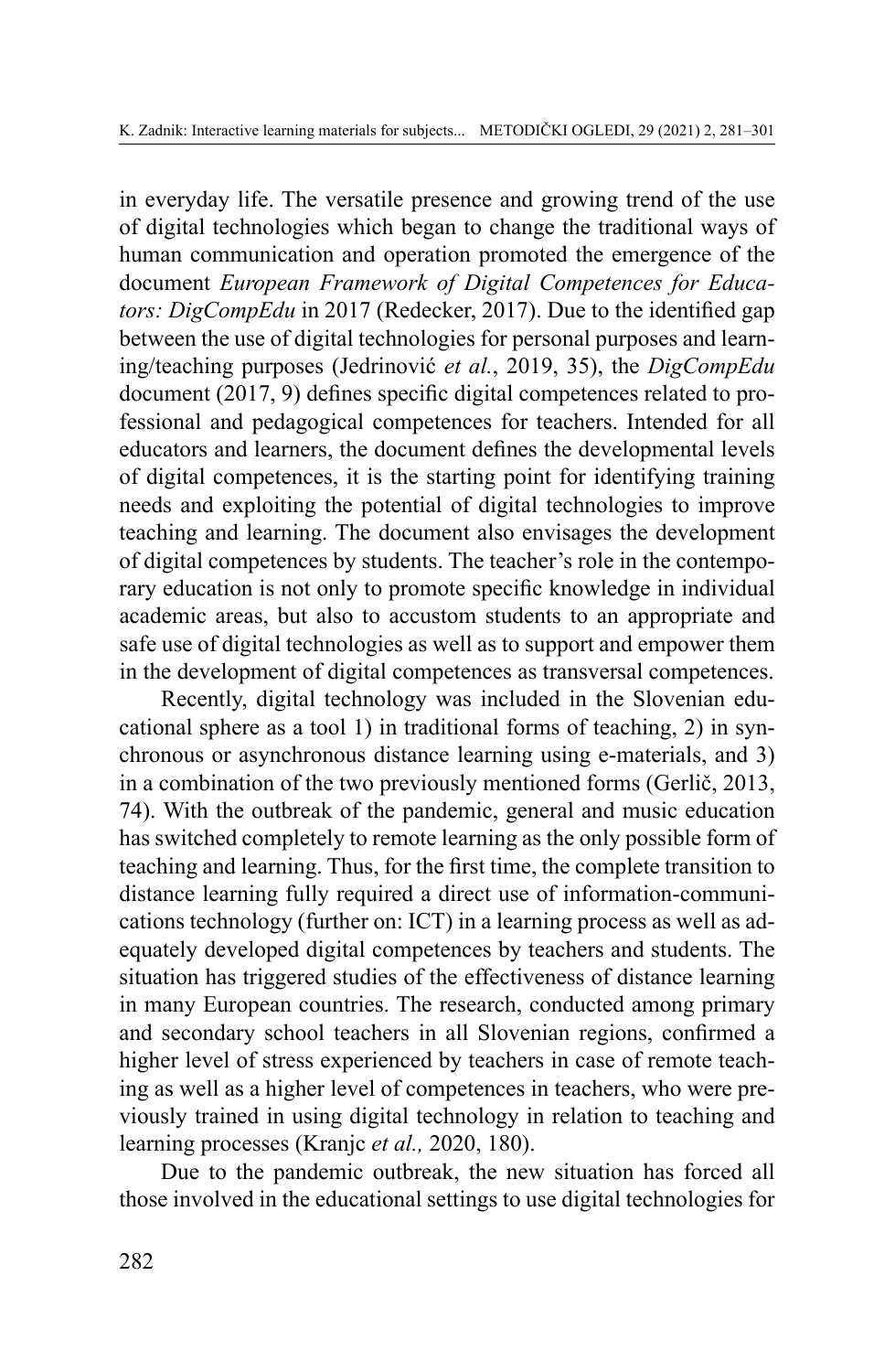in everyday life. The versatile presence and growing trend of the use of digital technologies which began to change the traditional ways of human communication and operation promoted the emergence of the document *European Framework of Digital Competences for Educators: DigCompEdu* in 2017 (Redecker, 2017). Due to the identified gap between the use of digital technologies for personal purposes and learning/teaching purposes (Jedrinović *et al.*, 2019, 35), the *DigCompEdu* document (2017, 9) defines specific digital competences related to professional and pedagogical competences for teachers. Intended for all educators and learners, the document defines the developmental levels of digital competences, it is the starting point for identifying training needs and exploiting the potential of digital technologies to improve teaching and learning. The document also envisages the development of digital competences by students. The teacher's role in the contemporary education is not only to promote specific knowledge in individual academic areas, but also to accustom students to an appropriate and safe use of digital technologies as well as to support and empower them in the development of digital competences as transversal competences.

Recently, digital technology was included in the Slovenian educational sphere as a tool 1) in traditional forms of teaching, 2) in synchronous or asynchronous distance learning using e-materials, and 3) in a combination of the two previously mentioned forms (Gerlič, 2013, 74). With the outbreak of the pandemic, general and music education has switched completely to remote learning as the only possible form of teaching and learning. Thus, for the first time, the complete transition to distance learning fully required a direct use of information-communications technology (further on: ICT) in a learning process as well as adequately developed digital competences by teachers and students. The situation has triggered studies of the effectiveness of distance learning in many European countries. The research, conducted among primary and secondary school teachers in all Slovenian regions, confirmed a higher level of stress experienced by teachers in case of remote teaching as well as a higher level of competences in teachers, who were previously trained in using digital technology in relation to teaching and learning processes (Kranjc *et al.,* 2020, 180).

Due to the pandemic outbreak, the new situation has forced all those involved in the educational settings to use digital technologies for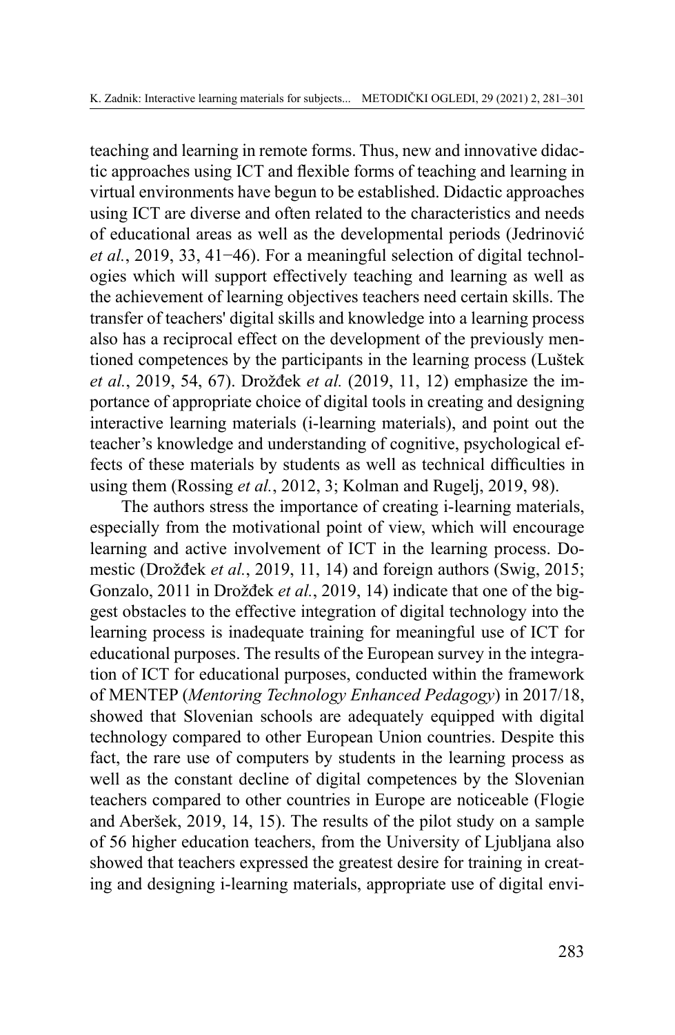teaching and learning in remote forms. Thus, new and innovative didactic approaches using ICT and flexible forms of teaching and learning in virtual environments have begun to be established. Didactic approaches using ICT are diverse and often related to the characteristics and needs of educational areas as well as the developmental periods (Jedrinović *et al.*, 2019, 33, 41−46). For a meaningful selection of digital technologies which will support effectively teaching and learning as well as the achievement of learning objectives teachers need certain skills. The transfer of teachers' digital skills and knowledge into a learning process also has a reciprocal effect on the development of the previously mentioned competences by the participants in the learning process (Luštek *et al.*, 2019, 54, 67). Drožđek *et al.* (2019, 11, 12) emphasize the importance of appropriate choice of digital tools in creating and designing interactive learning materials (i-learning materials), and point out the teacher's knowledge and understanding of cognitive, psychological effects of these materials by students as well as technical difficulties in using them (Rossing *et al.*, 2012, 3; Kolman and Rugelj, 2019, 98).

The authors stress the importance of creating i-learning materials, especially from the motivational point of view, which will encourage learning and active involvement of ICT in the learning process. Domestic (Drožđek *et al.*, 2019, 11, 14) and foreign authors (Swig, 2015; Gonzalo, 2011 in Drožđek *et al.*, 2019, 14) indicate that one of the biggest obstacles to the effective integration of digital technology into the learning process is inadequate training for meaningful use of ICT for educational purposes. The results of the European survey in the integration of ICT for educational purposes, conducted within the framework of MENTEP (*Mentoring Technology Enhanced Pedagogy*) in 2017/18, showed that Slovenian schools are adequately equipped with digital technology compared to other European Union countries. Despite this fact, the rare use of computers by students in the learning process as well as the constant decline of digital competences by the Slovenian teachers compared to other countries in Europe are noticeable (Flogie and Aberšek, 2019, 14, 15). The results of the pilot study on a sample of 56 higher education teachers, from the University of Ljubljana also showed that teachers expressed the greatest desire for training in creating and designing i-learning materials, appropriate use of digital envi-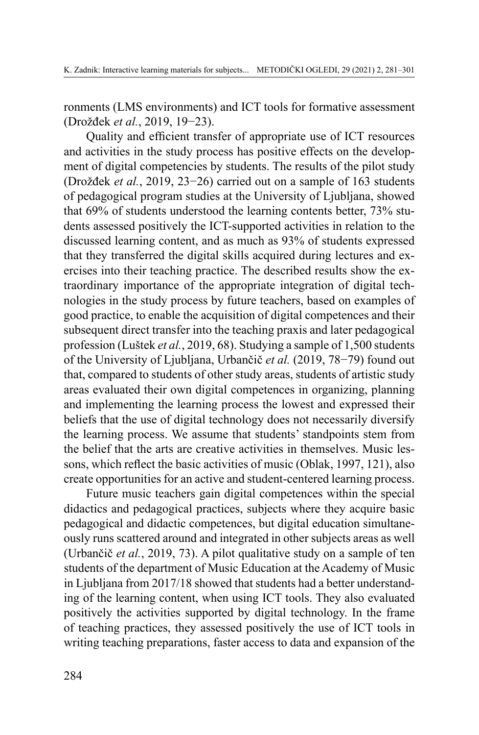ronments (LMS environments) and ICT tools for formative assessment (Drožđek *et al.*, 2019, 19−23).

Quality and efficient transfer of appropriate use of ICT resources and activities in the study process has positive effects on the development of digital competencies by students. The results of the pilot study (Drožđek *et al.*, 2019, 23−26) carried out on a sample of 163 students of pedagogical program studies at the University of Ljubljana, showed that 69% of students understood the learning contents better, 73% students assessed positively the ICT-supported activities in relation to the discussed learning content, and as much as 93% of students expressed that they transferred the digital skills acquired during lectures and exercises into their teaching practice. The described results show the extraordinary importance of the appropriate integration of digital technologies in the study process by future teachers, based on examples of good practice, to enable the acquisition of digital competences and their subsequent direct transfer into the teaching praxis and later pedagogical profession (Luštek *et al.*, 2019, 68). Studying a sample of 1,500 students of the University of Ljubljana, Urbančič *et al.* (2019, 78−79) found out that, compared to students of other study areas, students of artistic study areas evaluated their own digital competences in organizing, planning and implementing the learning process the lowest and expressed their beliefs that the use of digital technology does not necessarily diversify the learning process. We assume that students' standpoints stem from the belief that the arts are creative activities in themselves. Music lessons, which reflect the basic activities of music (Oblak, 1997, 121), also create opportunities for an active and student-centered learning process.

Future music teachers gain digital competences within the special didactics and pedagogical practices, subjects where they acquire basic pedagogical and didactic competences, but digital education simultaneously runs scattered around and integrated in other subjects areas as well (Urbančič *et al.*, 2019, 73). A pilot qualitative study on a sample of ten students of the department of Music Education at the Academy of Music in Ljubljana from 2017/18 showed that students had a better understanding of the learning content, when using ICT tools. They also evaluated positively the activities supported by digital technology. In the frame of teaching practices, they assessed positively the use of ICT tools in writing teaching preparations, faster access to data and expansion of the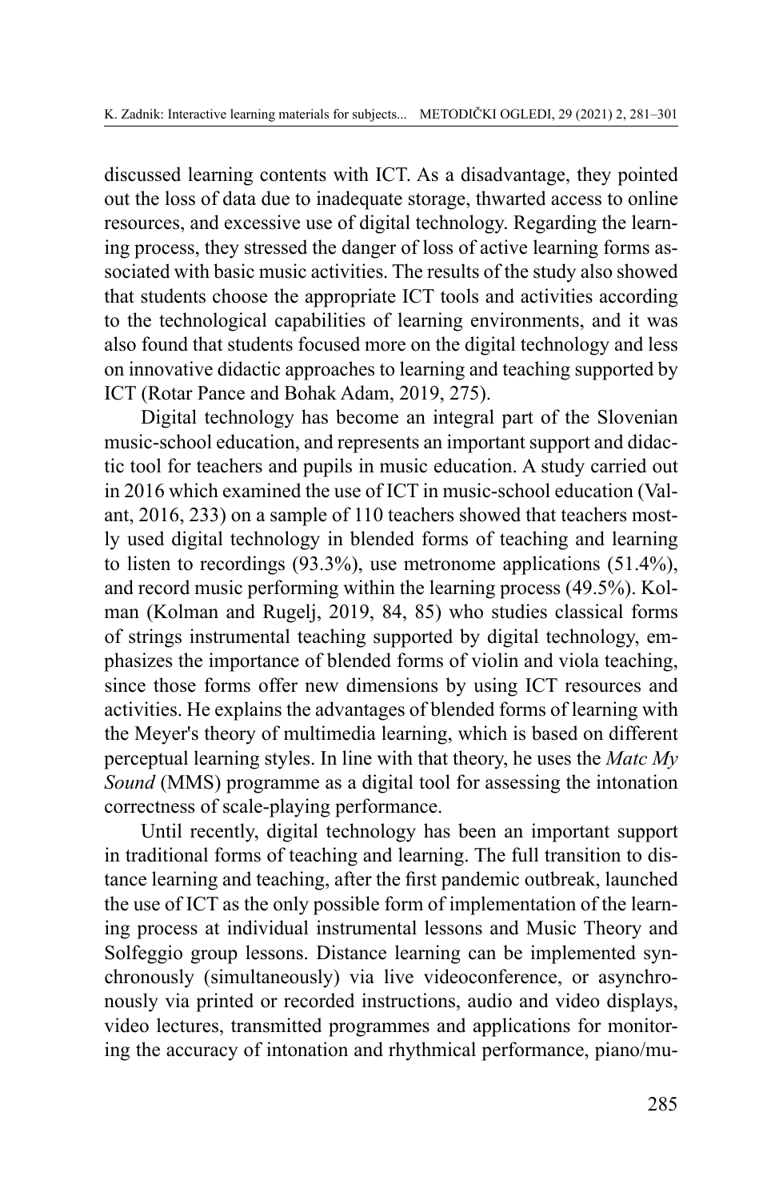discussed learning contents with ICT. As a disadvantage, they pointed out the loss of data due to inadequate storage, thwarted access to online resources, and excessive use of digital technology. Regarding the learning process, they stressed the danger of loss of active learning forms associated with basic music activities. The results of the study also showed that students choose the appropriate ICT tools and activities according to the technological capabilities of learning environments, and it was also found that students focused more on the digital technology and less on innovative didactic approaches to learning and teaching supported by ICT (Rotar Pance and Bohak Adam, 2019, 275).

Digital technology has become an integral part of the Slovenian music-school education, and represents an important support and didactic tool for teachers and pupils in music education. A study carried out in 2016 which examined the use of ICT in music-school education (Valant, 2016, 233) on a sample of 110 teachers showed that teachers mostly used digital technology in blended forms of teaching and learning to listen to recordings (93.3%), use metronome applications (51.4%), and record music performing within the learning process (49.5%). Kolman (Kolman and Rugelj, 2019, 84, 85) who studies classical forms of strings instrumental teaching supported by digital technology, emphasizes the importance of blended forms of violin and viola teaching, since those forms offer new dimensions by using ICT resources and activities. He explains the advantages of blended forms of learning with the Meyer's theory of multimedia learning, which is based on different perceptual learning styles. In line with that theory, he uses the *Matc My Sound* (MMS) programme as a digital tool for assessing the intonation correctness of scale-playing performance.

Until recently, digital technology has been an important support in traditional forms of teaching and learning. The full transition to distance learning and teaching, after the first pandemic outbreak, launched the use of ICT as the only possible form of implementation of the learning process at individual instrumental lessons and Music Theory and Solfeggio group lessons. Distance learning can be implemented synchronously (simultaneously) via live videoconference, or asynchronously via printed or recorded instructions, audio and video displays, video lectures, transmitted programmes and applications for monitoring the accuracy of intonation and rhythmical performance, piano/mu-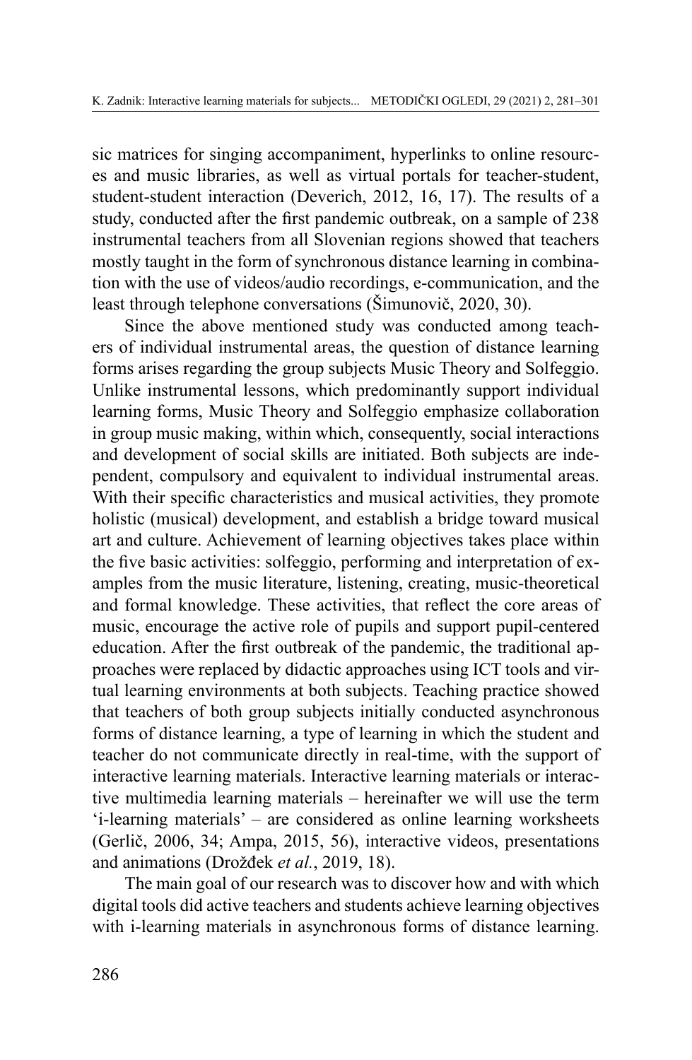sic matrices for singing accompaniment, hyperlinks to online resources and music libraries, as well as virtual portals for teacher-student, student-student interaction (Deverich, 2012, 16, 17). The results of a study, conducted after the first pandemic outbreak, on a sample of 238 instrumental teachers from all Slovenian regions showed that teachers mostly taught in the form of synchronous distance learning in combination with the use of videos/audio recordings, e-communication, and the least through telephone conversations (Šimunovič, 2020, 30).

Since the above mentioned study was conducted among teachers of individual instrumental areas, the question of distance learning forms arises regarding the group subjects Music Theory and Solfeggio. Unlike instrumental lessons, which predominantly support individual learning forms, Music Theory and Solfeggio emphasize collaboration in group music making, within which, consequently, social interactions and development of social skills are initiated. Both subjects are independent, compulsory and equivalent to individual instrumental areas. With their specific characteristics and musical activities, they promote holistic (musical) development, and establish a bridge toward musical art and culture. Achievement of learning objectives takes place within the five basic activities: solfeggio, performing and interpretation of examples from the music literature, listening, creating, music-theoretical and formal knowledge. These activities, that reflect the core areas of music, encourage the active role of pupils and support pupil-centered education. After the first outbreak of the pandemic, the traditional approaches were replaced by didactic approaches using ICT tools and virtual learning environments at both subjects. Teaching practice showed that teachers of both group subjects initially conducted asynchronous forms of distance learning, a type of learning in which the student and teacher do not communicate directly in real-time, with the support of interactive learning materials. Interactive learning materials or interactive multimedia learning materials – hereinafter we will use the term 'i-learning materials' – are considered as online learning worksheets (Gerlič, 2006, 34; Ampa, 2015, 56), interactive videos, presentations and animations (Drožđek *et al.*, 2019, 18).

The main goal of our research was to discover how and with which digital tools did active teachers and students achieve learning objectives with i-learning materials in asynchronous forms of distance learning.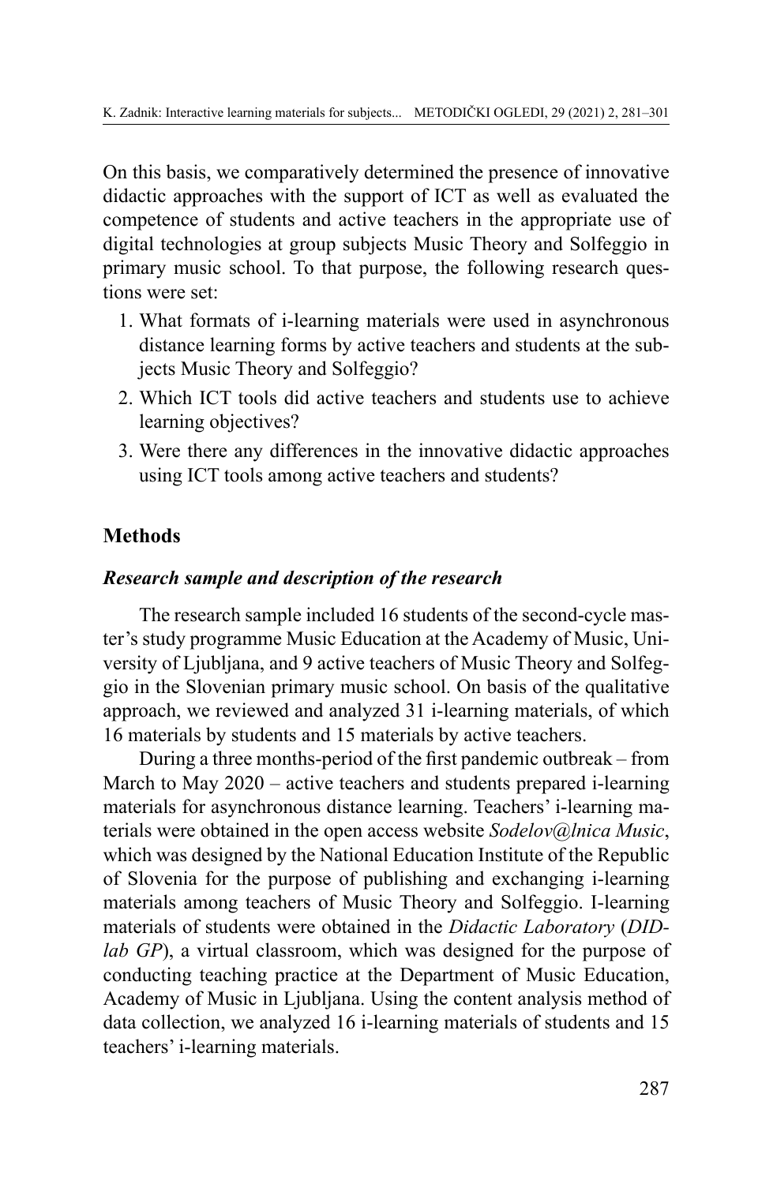On this basis, we comparatively determined the presence of innovative didactic approaches with the support of ICT as well as evaluated the competence of students and active teachers in the appropriate use of digital technologies at group subjects Music Theory and Solfeggio in primary music school. To that purpose, the following research questions were set:

1. What formats of i-learning materials were used in asynchronous distance learning forms by active teachers and students at the subjects Music Theory and Solfeggio?
2. Which ICT tools did active teachers and students use to achieve learning objectives?
3. Were there any differences in the innovative didactic approaches using ICT tools among active teachers and students?

## Methods

### *Research sample and description of the research*

The research sample included 16 students of the second-cycle master's study programme Music Education at the Academy of Music, University of Ljubljana, and 9 active teachers of Music Theory and Solfeggio in the Slovenian primary music school. On basis of the qualitative approach, we reviewed and analyzed 31 i-learning materials, of which 16 materials by students and 15 materials by active teachers.

During a three months-period of the first pandemic outbreak – from March to May 2020 – active teachers and students prepared i-learning materials for asynchronous distance learning. Teachers' i-learning materials were obtained in the open access website *Sodelov@lnica Music*, which was designed by the National Education Institute of the Republic of Slovenia for the purpose of publishing and exchanging i-learning materials among teachers of Music Theory and Solfeggio. I-learning materials of students were obtained in the *Didactic Laboratory* (*DID-lab GP*), a virtual classroom, which was designed for the purpose of conducting teaching practice at the Department of Music Education, Academy of Music in Ljubljana. Using the content analysis method of data collection, we analyzed 16 i-learning materials of students and 15 teachers' i-learning materials.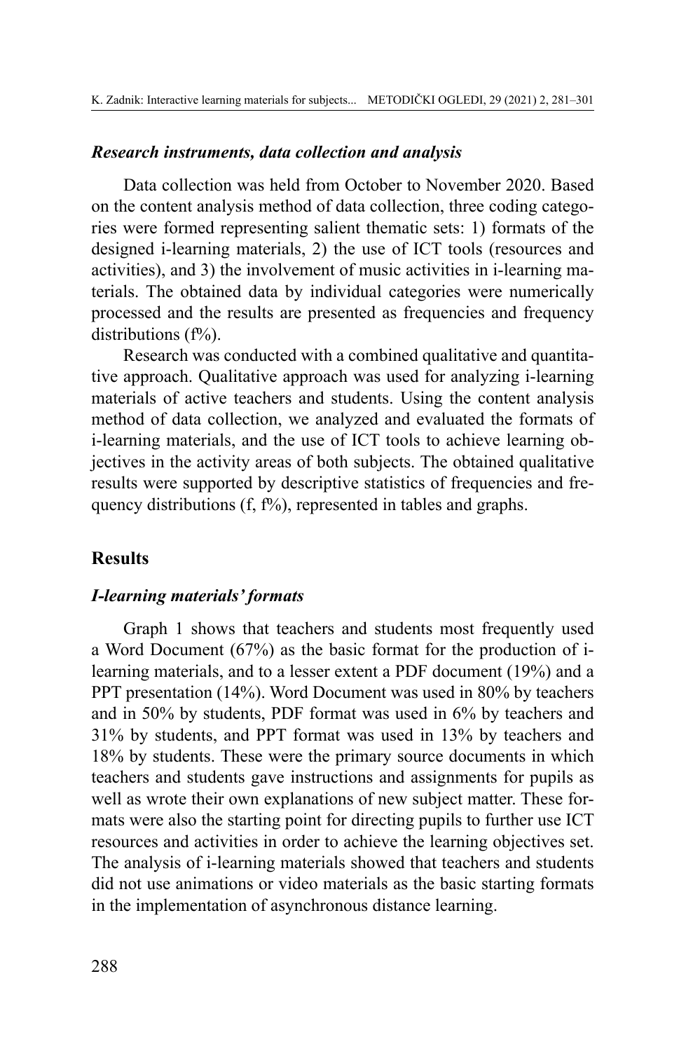### *Research instruments, data collection and analysis*

Data collection was held from October to November 2020. Based on the content analysis method of data collection, three coding categories were formed representing salient thematic sets: 1) formats of the designed i-learning materials, 2) the use of ICT tools (resources and activities), and 3) the involvement of music activities in i-learning materials. The obtained data by individual categories were numerically processed and the results are presented as frequencies and frequency distributions (f%).

Research was conducted with a combined qualitative and quantitative approach. Qualitative approach was used for analyzing i-learning materials of active teachers and students. Using the content analysis method of data collection, we analyzed and evaluated the formats of i-learning materials, and the use of ICT tools to achieve learning objectives in the activity areas of both subjects. The obtained qualitative results were supported by descriptive statistics of frequencies and frequency distributions (f, f%), represented in tables and graphs.

## Results

### *I-learning materials' formats*

Graph 1 shows that teachers and students most frequently used a Word Document (67%) as the basic format for the production of i-learning materials, and to a lesser extent a PDF document (19%) and a PPT presentation (14%). Word Document was used in 80% by teachers and in 50% by students, PDF format was used in 6% by teachers and 31% by students, and PPT format was used in 13% by teachers and 18% by students. These were the primary source documents in which teachers and students gave instructions and assignments for pupils as well as wrote their own explanations of new subject matter. These formats were also the starting point for directing pupils to further use ICT resources and activities in order to achieve the learning objectives set. The analysis of i-learning materials showed that teachers and students did not use animations or video materials as the basic starting formats in the implementation of asynchronous distance learning.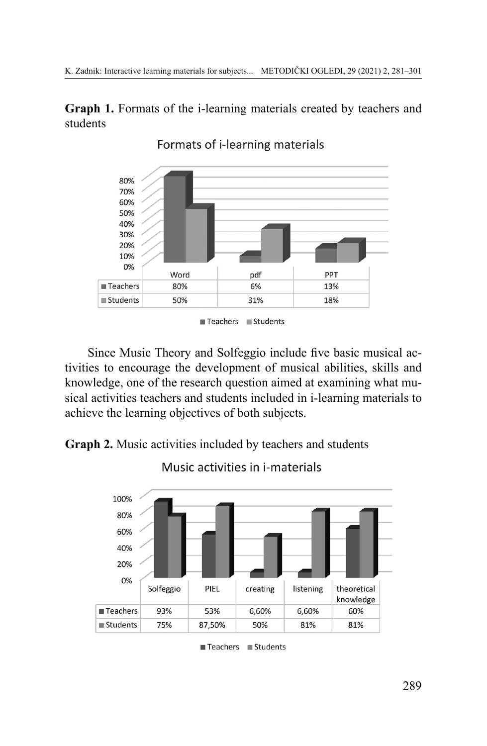**Graph 1.** Formats of the i-learning materials created by teachers and students

Formats of i-learning materials

| | Word | pdf | PPT |
|---|---|---|---|
| Teachers | 80% | 6% | 13% |
| Students | 50% | 31% | 18% |

Since Music Theory and Solfeggio include five basic musical activities to encourage the development of musical abilities, skills and knowledge, one of the research question aimed at examining what musical activities teachers and students included in i-learning materials to achieve the learning objectives of both subjects.

**Graph 2.** Music activities included by teachers and students

Music activities in i-materials

| | Solfeggio | PIEL | creating | listening | theoretical knowledge |
|---|---|---|---|---|---|
| Teachers | 93% | 53% | 6,60% | 6,60% | 60% |
| Students | 75% | 87,50% | 50% | 81% | 81% |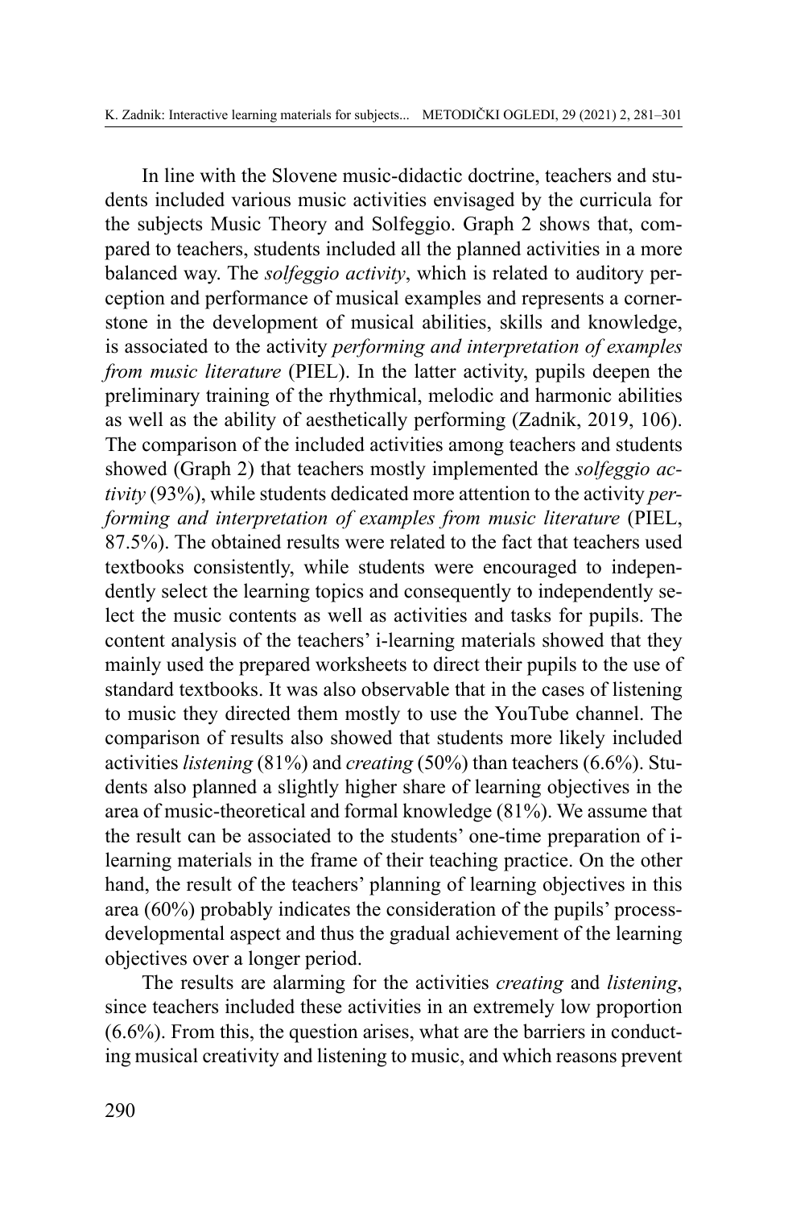In line with the Slovene music-didactic doctrine, teachers and students included various music activities envisaged by the curricula for the subjects Music Theory and Solfeggio. Graph 2 shows that, compared to teachers, students included all the planned activities in a more balanced way. The *solfeggio activity*, which is related to auditory perception and performance of musical examples and represents a cornerstone in the development of musical abilities, skills and knowledge, is associated to the activity *performing and interpretation of examples from music literature* (PIEL). In the latter activity, pupils deepen the preliminary training of the rhythmical, melodic and harmonic abilities as well as the ability of aesthetically performing (Zadnik, 2019, 106). The comparison of the included activities among teachers and students showed (Graph 2) that teachers mostly implemented the *solfeggio activity* (93%), while students dedicated more attention to the activity *performing and interpretation of examples from music literature* (PIEL, 87.5%). The obtained results were related to the fact that teachers used textbooks consistently, while students were encouraged to independently select the learning topics and consequently to independently select the music contents as well as activities and tasks for pupils. The content analysis of the teachers' i-learning materials showed that they mainly used the prepared worksheets to direct their pupils to the use of standard textbooks. It was also observable that in the cases of listening to music they directed them mostly to use the YouTube channel. The comparison of results also showed that students more likely included activities *listening* (81%) and *creating* (50%) than teachers (6.6%). Students also planned a slightly higher share of learning objectives in the area of music-theoretical and formal knowledge (81%). We assume that the result can be associated to the students' one-time preparation of i-learning materials in the frame of their teaching practice. On the other hand, the result of the teachers' planning of learning objectives in this area (60%) probably indicates the consideration of the pupils' process-developmental aspect and thus the gradual achievement of the learning objectives over a longer period.

The results are alarming for the activities *creating* and *listening*, since teachers included these activities in an extremely low proportion (6.6%). From this, the question arises, what are the barriers in conducting musical creativity and listening to music, and which reasons prevent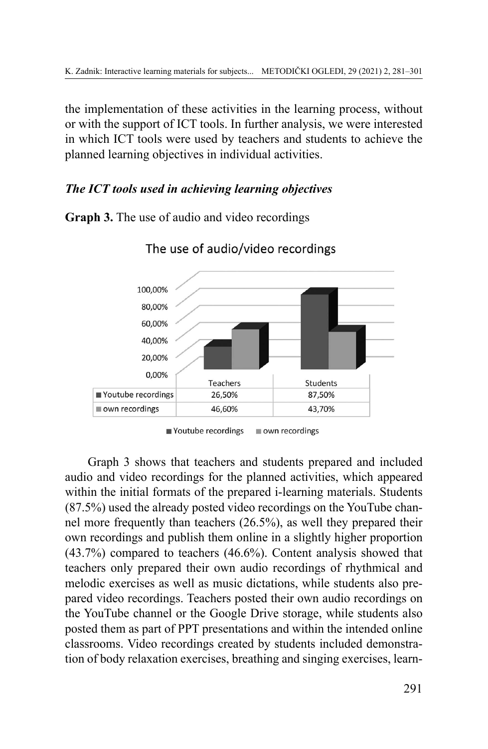the implementation of these activities in the learning process, without or with the support of ICT tools. In further analysis, we were interested in which ICT tools were used by teachers and students to achieve the planned learning objectives in individual activities.

### *The ICT tools used in achieving learning objectives*

**Graph 3.** The use of audio and video recordings

The use of audio/video recordings

| | Teachers | Students |
|---|---|---|
| Youtube recordings | 26,50% | 87,50% |
| own recordings | 46,60% | 43,70% |

Graph 3 shows that teachers and students prepared and included audio and video recordings for the planned activities, which appeared within the initial formats of the prepared i-learning materials. Students (87.5%) used the already posted video recordings on the YouTube channel more frequently than teachers (26.5%), as well they prepared their own recordings and publish them online in a slightly higher proportion (43.7%) compared to teachers (46.6%). Content analysis showed that teachers only prepared their own audio recordings of rhythmical and melodic exercises as well as music dictations, while students also prepared video recordings. Teachers posted their own audio recordings on the YouTube channel or the Google Drive storage, while students also posted them as part of PPT presentations and within the intended online classrooms. Video recordings created by students included demonstration of body relaxation exercises, breathing and singing exercises, learn-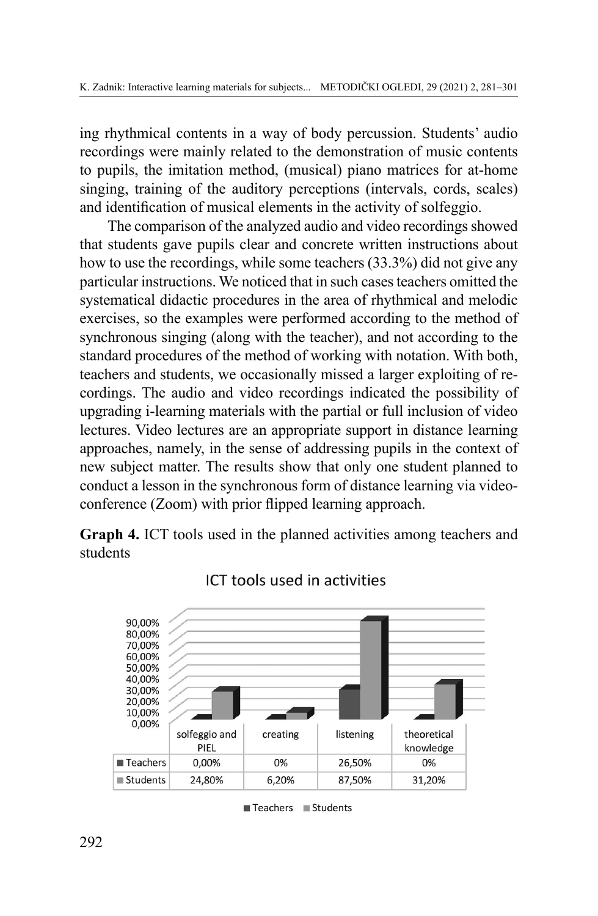ing rhythmical contents in a way of body percussion. Students' audio recordings were mainly related to the demonstration of music contents to pupils, the imitation method, (musical) piano matrices for at-home singing, training of the auditory perceptions (intervals, cords, scales) and identification of musical elements in the activity of solfeggio.

The comparison of the analyzed audio and video recordings showed that students gave pupils clear and concrete written instructions about how to use the recordings, while some teachers (33.3%) did not give any particular instructions. We noticed that in such cases teachers omitted the systematical didactic procedures in the area of rhythmical and melodic exercises, so the examples were performed according to the method of synchronous singing (along with the teacher), and not according to the standard procedures of the method of working with notation. With both, teachers and students, we occasionally missed a larger exploiting of recordings. The audio and video recordings indicated the possibility of upgrading i-learning materials with the partial or full inclusion of video lectures. Video lectures are an appropriate support in distance learning approaches, namely, in the sense of addressing pupils in the context of new subject matter. The results show that only one student planned to conduct a lesson in the synchronous form of distance learning via video-conference (Zoom) with prior flipped learning approach.

**Graph 4.** ICT tools used in the planned activities among teachers and students

ICT tools used in activities

| | solfeggio and PIEL | creating | listening | theoretical knowledge |
|---|---|---|---|---|
| Teachers | 0,00% | 0% | 26,50% | 0% |
| Students | 24,80% | 6,20% | 87,50% | 31,20% |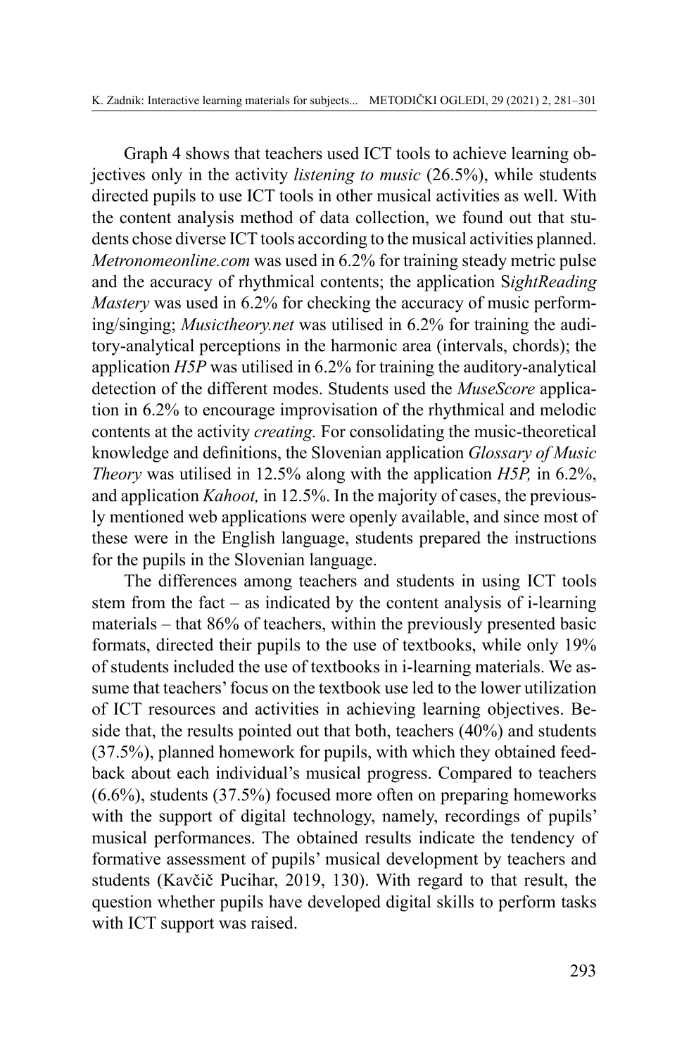Graph 4 shows that teachers used ICT tools to achieve learning objectives only in the activity *listening to music* (26.5%), while students directed pupils to use ICT tools in other musical activities as well. With the content analysis method of data collection, we found out that students chose diverse ICT tools according to the musical activities planned. *Metronomeonline.com* was used in 6.2% for training steady metric pulse and the accuracy of rhythmical contents; the application S*ightReading Mastery* was used in 6.2% for checking the accuracy of music performing/singing; *Musictheory.net* was utilised in 6.2% for training the auditory-analytical perceptions in the harmonic area (intervals, chords); the application *H5P* was utilised in 6.2% for training the auditory-analytical detection of the different modes. Students used the *MuseScore* application in 6.2% to encourage improvisation of the rhythmical and melodic contents at the activity *creating.* For consolidating the music-theoretical knowledge and definitions, the Slovenian application *Glossary of Music Theory* was utilised in 12.5% along with the application *H5P,* in 6.2%, and application *Kahoot,* in 12.5%. In the majority of cases, the previously mentioned web applications were openly available, and since most of these were in the English language, students prepared the instructions for the pupils in the Slovenian language.

The differences among teachers and students in using ICT tools stem from the fact – as indicated by the content analysis of i-learning materials – that 86% of teachers, within the previously presented basic formats, directed their pupils to the use of textbooks, while only 19% of students included the use of textbooks in i-learning materials. We assume that teachers' focus on the textbook use led to the lower utilization of ICT resources and activities in achieving learning objectives. Beside that, the results pointed out that both, teachers (40%) and students (37.5%), planned homework for pupils, with which they obtained feedback about each individual's musical progress. Compared to teachers (6.6%), students (37.5%) focused more often on preparing homeworks with the support of digital technology, namely, recordings of pupils' musical performances. The obtained results indicate the tendency of formative assessment of pupils' musical development by teachers and students (Kavčič Pucihar, 2019, 130). With regard to that result, the question whether pupils have developed digital skills to perform tasks with ICT support was raised.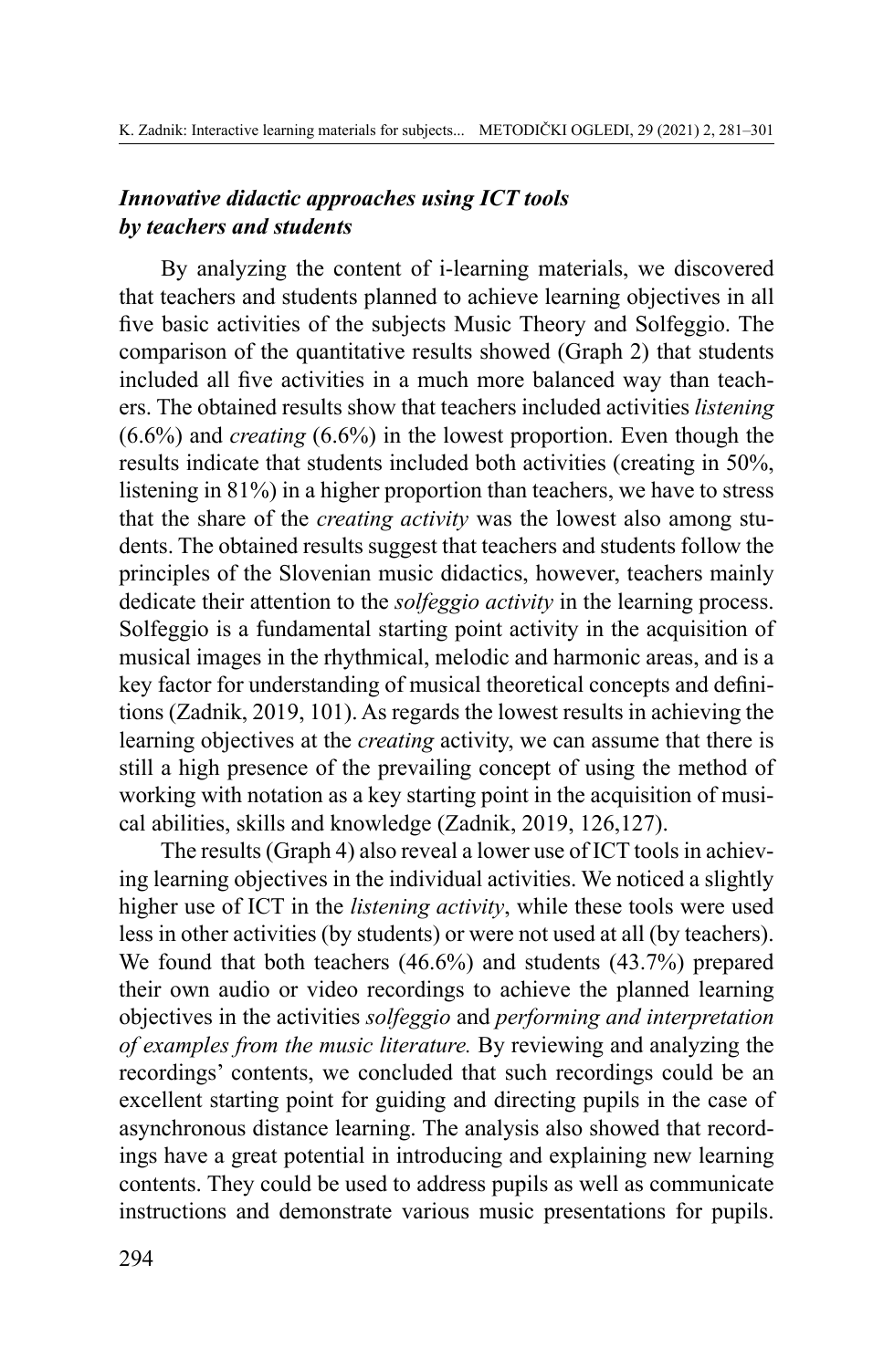### *Innovative didactic approaches using ICT tools by teachers and students*

By analyzing the content of i-learning materials, we discovered that teachers and students planned to achieve learning objectives in all five basic activities of the subjects Music Theory and Solfeggio. The comparison of the quantitative results showed (Graph 2) that students included all five activities in a much more balanced way than teachers. The obtained results show that teachers included activities *listening* (6.6%) and *creating* (6.6%) in the lowest proportion. Even though the results indicate that students included both activities (creating in 50%, listening in 81%) in a higher proportion than teachers, we have to stress that the share of the *creating activity* was the lowest also among students. The obtained results suggest that teachers and students follow the principles of the Slovenian music didactics, however, teachers mainly dedicate their attention to the *solfeggio activity* in the learning process. Solfeggio is a fundamental starting point activity in the acquisition of musical images in the rhythmical, melodic and harmonic areas, and is a key factor for understanding of musical theoretical concepts and definitions (Zadnik, 2019, 101). As regards the lowest results in achieving the learning objectives at the *creating* activity, we can assume that there is still a high presence of the prevailing concept of using the method of working with notation as a key starting point in the acquisition of musical abilities, skills and knowledge (Zadnik, 2019, 126,127).

The results (Graph 4) also reveal a lower use of ICT tools in achieving learning objectives in the individual activities. We noticed a slightly higher use of ICT in the *listening activity*, while these tools were used less in other activities (by students) or were not used at all (by teachers). We found that both teachers (46.6%) and students (43.7%) prepared their own audio or video recordings to achieve the planned learning objectives in the activities *solfeggio* and *performing and interpretation of examples from the music literature.* By reviewing and analyzing the recordings' contents, we concluded that such recordings could be an excellent starting point for guiding and directing pupils in the case of asynchronous distance learning. The analysis also showed that recordings have a great potential in introducing and explaining new learning contents. They could be used to address pupils as well as communicate instructions and demonstrate various music presentations for pupils.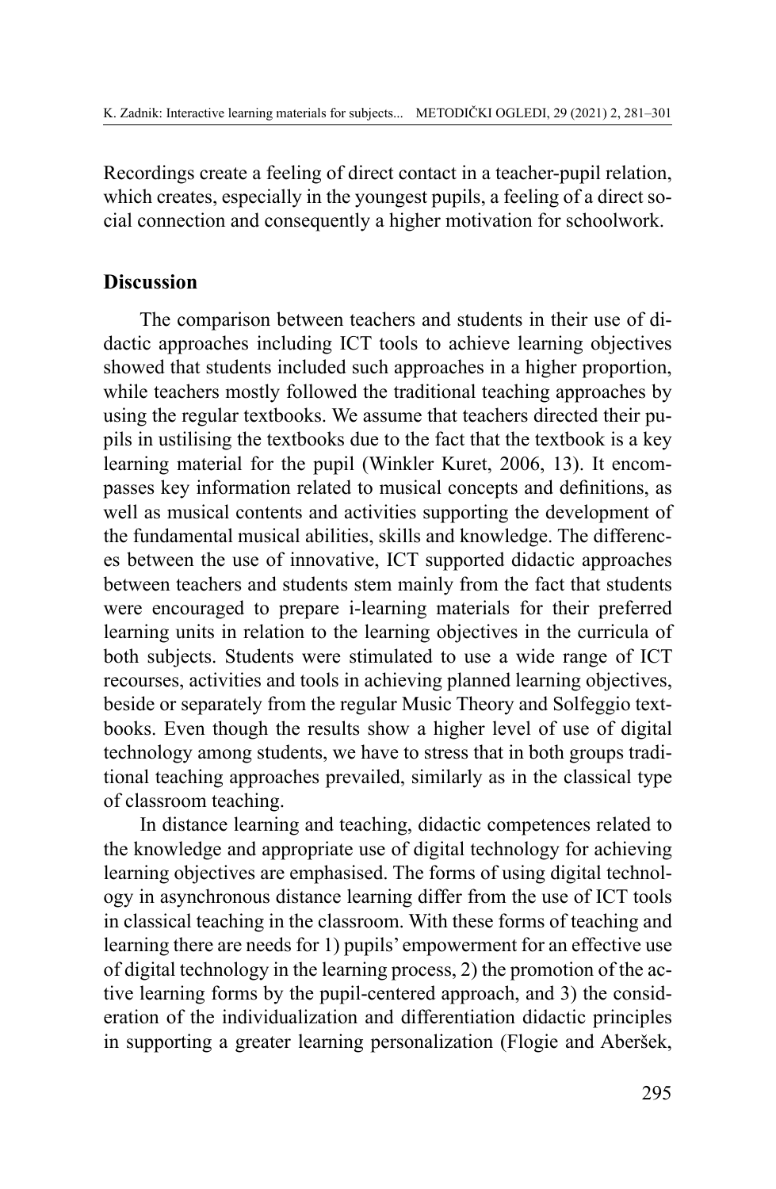Recordings create a feeling of direct contact in a teacher-pupil relation, which creates, especially in the youngest pupils, a feeling of a direct social connection and consequently a higher motivation for schoolwork.

## Discussion

The comparison between teachers and students in their use of didactic approaches including ICT tools to achieve learning objectives showed that students included such approaches in a higher proportion, while teachers mostly followed the traditional teaching approaches by using the regular textbooks. We assume that teachers directed their pupils in ustilising the textbooks due to the fact that the textbook is a key learning material for the pupil (Winkler Kuret, 2006, 13). It encompasses key information related to musical concepts and definitions, as well as musical contents and activities supporting the development of the fundamental musical abilities, skills and knowledge. The differences between the use of innovative, ICT supported didactic approaches between teachers and students stem mainly from the fact that students were encouraged to prepare i-learning materials for their preferred learning units in relation to the learning objectives in the curricula of both subjects. Students were stimulated to use a wide range of ICT recourses, activities and tools in achieving planned learning objectives, beside or separately from the regular Music Theory and Solfeggio textbooks. Even though the results show a higher level of use of digital technology among students, we have to stress that in both groups traditional teaching approaches prevailed, similarly as in the classical type of classroom teaching.

In distance learning and teaching, didactic competences related to the knowledge and appropriate use of digital technology for achieving learning objectives are emphasised. The forms of using digital technology in asynchronous distance learning differ from the use of ICT tools in classical teaching in the classroom. With these forms of teaching and learning there are needs for 1) pupils' empowerment for an effective use of digital technology in the learning process, 2) the promotion of the active learning forms by the pupil-centered approach, and 3) the consideration of the individualization and differentiation didactic principles in supporting a greater learning personalization (Flogie and Aberšek,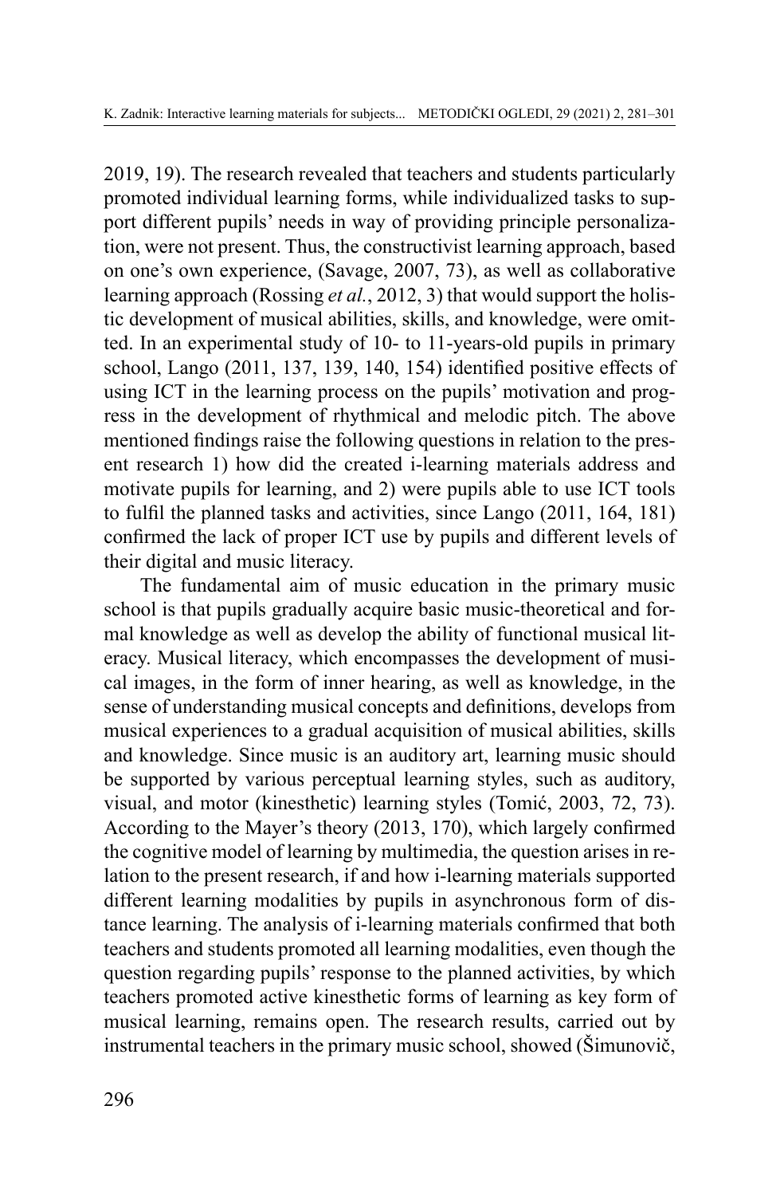2019, 19). The research revealed that teachers and students particularly promoted individual learning forms, while individualized tasks to support different pupils' needs in way of providing principle personalization, were not present. Thus, the constructivist learning approach, based on one's own experience, (Savage, 2007, 73), as well as collaborative learning approach (Rossing *et al.*, 2012, 3) that would support the holistic development of musical abilities, skills, and knowledge, were omitted. In an experimental study of 10- to 11-years-old pupils in primary school, Lango (2011, 137, 139, 140, 154) identified positive effects of using ICT in the learning process on the pupils' motivation and progress in the development of rhythmical and melodic pitch. The above mentioned findings raise the following questions in relation to the present research 1) how did the created i-learning materials address and motivate pupils for learning, and 2) were pupils able to use ICT tools to fulfil the planned tasks and activities, since Lango (2011, 164, 181) confirmed the lack of proper ICT use by pupils and different levels of their digital and music literacy.

The fundamental aim of music education in the primary music school is that pupils gradually acquire basic music-theoretical and formal knowledge as well as develop the ability of functional musical literacy. Musical literacy, which encompasses the development of musical images, in the form of inner hearing, as well as knowledge, in the sense of understanding musical concepts and definitions, develops from musical experiences to a gradual acquisition of musical abilities, skills and knowledge. Since music is an auditory art, learning music should be supported by various perceptual learning styles, such as auditory, visual, and motor (kinesthetic) learning styles (Tomić, 2003, 72, 73). According to the Mayer's theory (2013, 170), which largely confirmed the cognitive model of learning by multimedia, the question arises in relation to the present research, if and how i-learning materials supported different learning modalities by pupils in asynchronous form of distance learning. The analysis of i-learning materials confirmed that both teachers and students promoted all learning modalities, even though the question regarding pupils' response to the planned activities, by which teachers promoted active kinesthetic forms of learning as key form of musical learning, remains open. The research results, carried out by instrumental teachers in the primary music school, showed (Šimunovič,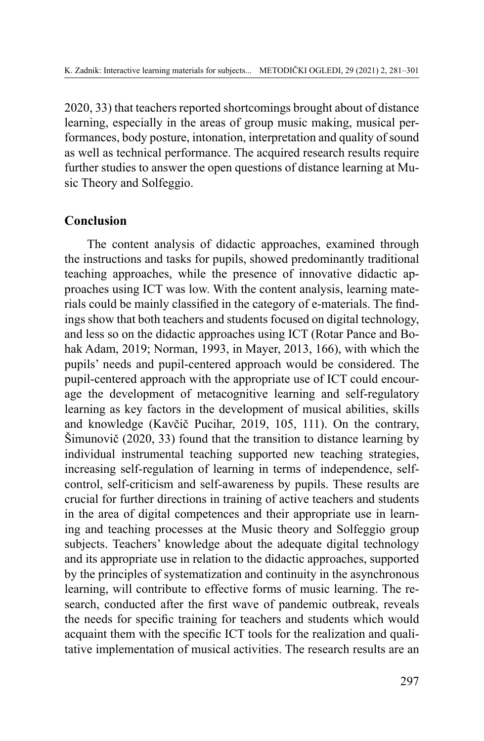2020, 33) that teachers reported shortcomings brought about of distance learning, especially in the areas of group music making, musical performances, body posture, intonation, interpretation and quality of sound as well as technical performance. The acquired research results require further studies to answer the open questions of distance learning at Music Theory and Solfeggio.

## Conclusion

The content analysis of didactic approaches, examined through the instructions and tasks for pupils, showed predominantly traditional teaching approaches, while the presence of innovative didactic approaches using ICT was low. With the content analysis, learning materials could be mainly classified in the category of e-materials. The findings show that both teachers and students focused on digital technology, and less so on the didactic approaches using ICT (Rotar Pance and Bohak Adam, 2019; Norman, 1993, in Mayer, 2013, 166), with which the pupils' needs and pupil-centered approach would be considered. The pupil-centered approach with the appropriate use of ICT could encourage the development of metacognitive learning and self-regulatory learning as key factors in the development of musical abilities, skills and knowledge (Kavčič Pucihar, 2019, 105, 111). On the contrary, Šimunovič (2020, 33) found that the transition to distance learning by individual instrumental teaching supported new teaching strategies, increasing self-regulation of learning in terms of independence, self-control, self-criticism and self-awareness by pupils. These results are crucial for further directions in training of active teachers and students in the area of digital competences and their appropriate use in learning and teaching processes at the Music theory and Solfeggio group subjects. Teachers' knowledge about the adequate digital technology and its appropriate use in relation to the didactic approaches, supported by the principles of systematization and continuity in the asynchronous learning, will contribute to effective forms of music learning. The research, conducted after the first wave of pandemic outbreak, reveals the needs for specific training for teachers and students which would acquaint them with the specific ICT tools for the realization and qualitative implementation of musical activities. The research results are an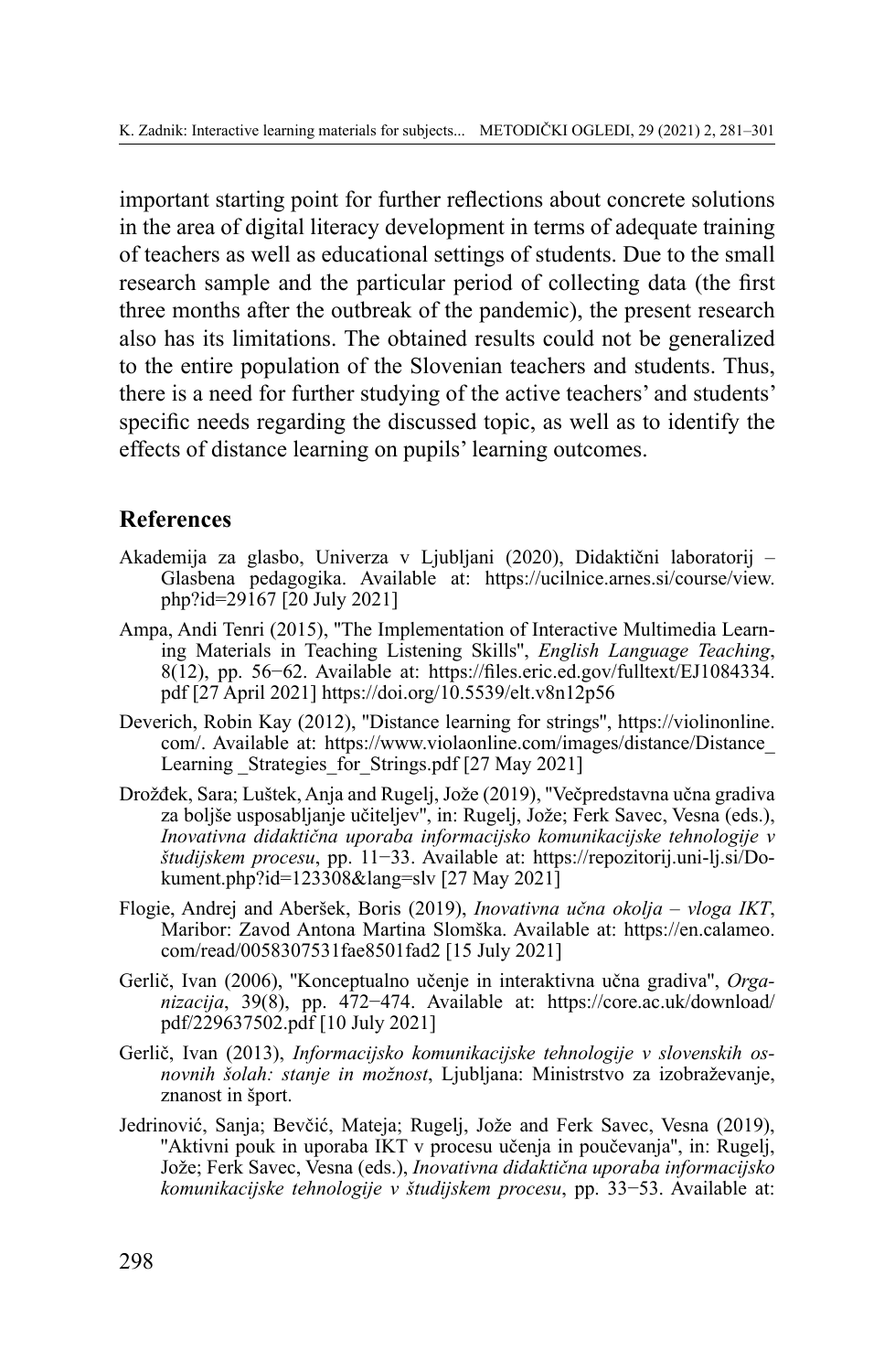important starting point for further reflections about concrete solutions in the area of digital literacy development in terms of adequate training of teachers as well as educational settings of students. Due to the small research sample and the particular period of collecting data (the first three months after the outbreak of the pandemic), the present research also has its limitations. The obtained results could not be generalized to the entire population of the Slovenian teachers and students. Thus, there is a need for further studying of the active teachers' and students' specific needs regarding the discussed topic, as well as to identify the effects of distance learning on pupils' learning outcomes.

## References

Akademija za glasbo, Univerza v Ljubljani (2020), Didaktični laboratorij – Glasbena pedagogika. Available at: https://ucilnice.arnes.si/course/view.php?id=29167 [20 July 2021]

Ampa, Andi Tenri (2015), "The Implementation of Interactive Multimedia Learning Materials in Teaching Listening Skills", *English Language Teaching*, 8(12), pp. 56−62. Available at: https://files.eric.ed.gov/fulltext/EJ1084334.pdf [27 April 2021] https://doi.org/10.5539/elt.v8n12p56

Deverich, Robin Kay (2012), "Distance learning for strings", https://violinonline.com/. Available at: https://www.violaonline.com/images/distance/Distance_Learning _Strategies_for_Strings.pdf [27 May 2021]

Drožđek, Sara; Luštek, Anja and Rugelj, Jože (2019), "Večpredstavna učna gradiva za boljše usposabljanje učiteljev", in: Rugelj, Jože; Ferk Savec, Vesna (eds.), *Inovativna didaktična uporaba informacijsko komunikacijske tehnologije v študijskem procesu*, pp. 11−33. Available at: https://repozitorij.uni-lj.si/Dokument.php?id=123308&lang=slv [27 May 2021]

Flogie, Andrej and Aberšek, Boris (2019), *Inovativna učna okolja – vloga IKT*, Maribor: Zavod Antona Martina Slomška. Available at: https://en.calameo.com/read/0058307531fae8501fad2 [15 July 2021]

Gerlič, Ivan (2006), "Konceptualno učenje in interaktivna učna gradiva", *Organizacija*, 39(8), pp. 472−474. Available at: https://core.ac.uk/download/pdf/229637502.pdf [10 July 2021]

Gerlič, Ivan (2013), *Informacijsko komunikacijske tehnologije v slovenskih osnovnih šolah: stanje in možnost*, Ljubljana: Ministrstvo za izobraževanje, znanost in šport.

Jedrinović, Sanja; Bevčić, Mateja; Rugelj, Jože and Ferk Savec, Vesna (2019), "Aktivni pouk in uporaba IKT v procesu učenja in poučevanja", in: Rugelj, Jože; Ferk Savec, Vesna (eds.), *Inovativna didaktična uporaba informacijsko komunikacijske tehnologije v študijskem procesu*, pp. 33−53. Available at: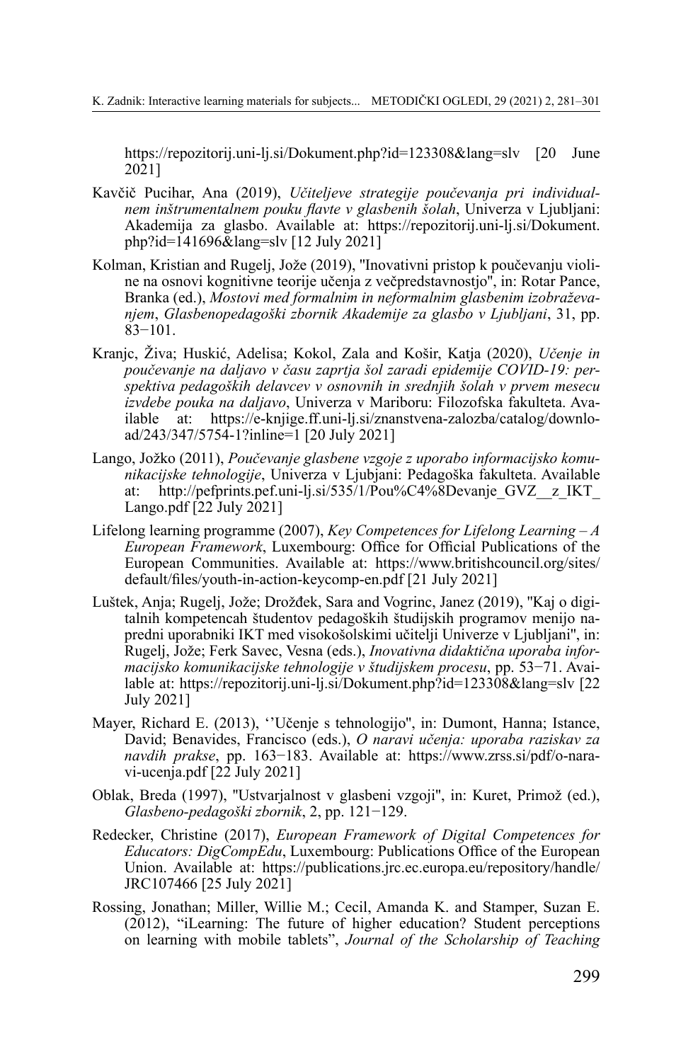https://repozitorij.uni-lj.si/Dokument.php?id=123308&lang=slv [20 June 2021]

Kavčič Pucihar, Ana (2019), *Učiteljeve strategije poučevanja pri individualnem inštrumentalnem pouku flavte v glasbenih šolah*, Univerza v Ljubljani: Akademija za glasbo. Available at: https://repozitorij.uni-lj.si/Dokument.php?id=141696&lang=slv [12 July 2021]

Kolman, Kristian and Rugelj, Jože (2019), "Inovativni pristop k poučevanju violine na osnovi kognitivne teorije učenja z večpredstavnostjo", in: Rotar Pance, Branka (ed.), *Mostovi med formalnim in neformalnim glasbenim izobraževanjem*, *Glasbenopedagoški zbornik Akademije za glasbo v Ljubljani*, 31, pp. 83−101.

Kranjc, Živa; Huskić, Adelisa; Kokol, Zala and Košir, Katja (2020), *Učenje in poučevanje na daljavo v času zaprtja šol zaradi epidemije COVID-19: perspektiva pedagoških delavcev v osnovnih in srednjih šolah v prvem mesecu izvdebe pouka na daljavo*, Univerza v Mariboru: Filozofska fakulteta. Available at: https://e-knjige.ff.uni-lj.si/znanstvena-zalozba/catalog/download/243/347/5754-1?inline=1 [20 July 2021]

Lango, Jožko (2011), *Poučevanje glasbene vzgoje z uporabo informacijsko komunikacijske tehnologije*, Univerza v Ljubljani: Pedagoška fakulteta. Available at: http://pefprints.pef.uni-lj.si/535/1/Pou%C4%8Devanje_GVZ__z_IKT_Lango.pdf [22 July 2021]

Lifelong learning programme (2007), *Key Competences for Lifelong Learning – A European Framework*, Luxembourg: Office for Official Publications of the European Communities. Available at: https://www.britishcouncil.org/sites/default/files/youth-in-action-keycomp-en.pdf [21 July 2021]

Luštek, Anja; Rugelj, Jože; Droždek, Sara and Vogrinc, Janez (2019), "Kaj o digitalnih kompetencah študentov pedagoških študijskih programov menijo napredni uporabniki IKT med visokošolskimi učitelji Univerze v Ljubljani", in: Rugelj, Jože; Ferk Savec, Vesna (eds.), *Inovativna didaktična uporaba informacijsko komunikacijske tehnologije v študijskem procesu*, pp. 53−71. Available at: https://repozitorij.uni-lj.si/Dokument.php?id=123308&lang=slv [22 July 2021]

Mayer, Richard E. (2013), ''Učenje s tehnologijo", in: Dumont, Hanna; Istance, David; Benavides, Francisco (eds.), *O naravi učenja: uporaba raziskav za navdih prakse*, pp. 163−183. Available at: https://www.zrss.si/pdf/o-naravi-ucenja.pdf [22 July 2021]

Oblak, Breda (1997), "Ustvarjalnost v glasbeni vzgoji", in: Kuret, Primož (ed.), *Glasbeno-pedagoški zbornik*, 2, pp. 121−129.

Redecker, Christine (2017), *European Framework of Digital Competences for Educators: DigCompEdu*, Luxembourg: Publications Office of the European Union. Available at: https://publications.jrc.ec.europa.eu/repository/handle/JRC107466 [25 July 2021]

Rossing, Jonathan; Miller, Willie M.; Cecil, Amanda K. and Stamper, Suzan E. (2012), "iLearning: The future of higher education? Student perceptions on learning with mobile tablets", *Journal of the Scholarship of Teaching*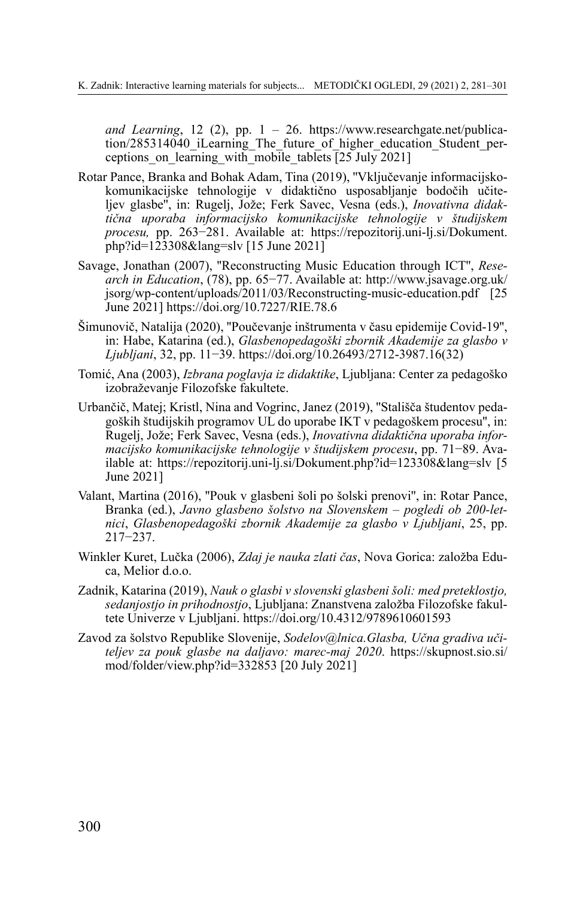*and Learning*, 12 (2), pp. 1 – 26. https://www.researchgate.net/publication/285314040_iLearning_The_future_of_higher_education_Student_perceptions_on_learning_with_mobile_tablets [25 July 2021]

Rotar Pance, Branka and Bohak Adam, Tina (2019), "Vključevanje informacijsko-komunikacijske tehnologije v didaktično usposabljanje bodočih učiteljev glasbe", in: Rugelj, Jože; Ferk Savec, Vesna (eds.), *Inovativna didaktična uporaba informacijsko komunikacijske tehnologije v študijskem procesu,* pp. 263−281. Available at: https://repozitorij.uni-lj.si/Dokument.php?id=123308&lang=slv [15 June 2021]

Savage, Jonathan (2007), "Reconstructing Music Education through ICT", *Research in Education*, (78), pp. 65−77. Available at: http://www.jsavage.org.uk/jsorg/wp-content/uploads/2011/03/Reconstructing-music-education.pdf [25 June 2021] https://doi.org/10.7227/RIE.78.6

Šimunovič, Natalija (2020), "Poučevanje inštrumenta v času epidemije Covid-19", in: Habe, Katarina (ed.), *Glasbenopedagoški zbornik Akademije za glasbo v Ljubljani*, 32, pp. 11−39. https://doi.org/10.26493/2712-3987.16(32)

Tomić, Ana (2003), *Izbrana poglavja iz didaktike*, Ljubljana: Center za pedagoško izobraževanje Filozofske fakultete.

Urbančič, Matej; Kristl, Nina and Vogrinc, Janez (2019), "Stališča študentov pedagoških študijskih programov UL do uporabe IKT v pedagoškem procesu", in: Rugelj, Jože; Ferk Savec, Vesna (eds.), *Inovativna didaktična uporaba informacijsko komunikacijske tehnologije v študijskem procesu*, pp. 71−89. Available at: https://repozitorij.uni-lj.si/Dokument.php?id=123308&lang=slv [5 June 2021]

Valant, Martina (2016), "Pouk v glasbeni šoli po šolski prenovi", in: Rotar Pance, Branka (ed.), *Javno glasbeno šolstvo na Slovenskem – pogledi ob 200-letnici*, *Glasbenopedagoški zbornik Akademije za glasbo v Ljubljani*, 25, pp. 217−237.

Winkler Kuret, Lučka (2006), *Zdaj je nauka zlati čas*, Nova Gorica: založba Educa, Melior d.o.o.

Zadnik, Katarina (2019), *Nauk o glasbi v slovenski glasbeni šoli: med preteklostjo, sedanjostjo in prihodnostjo*, Ljubljana: Znanstvena založba Filozofske fakultete Univerze v Ljubljani. https://doi.org/10.4312/9789610601593

Zavod za šolstvo Republike Slovenije, *Sodelov@lnica.Glasba, Učna gradiva učiteljev za pouk glasbe na daljavo: marec-maj 2020*. https://skupnost.sio.si/mod/folder/view.php?id=332853 [20 July 2021]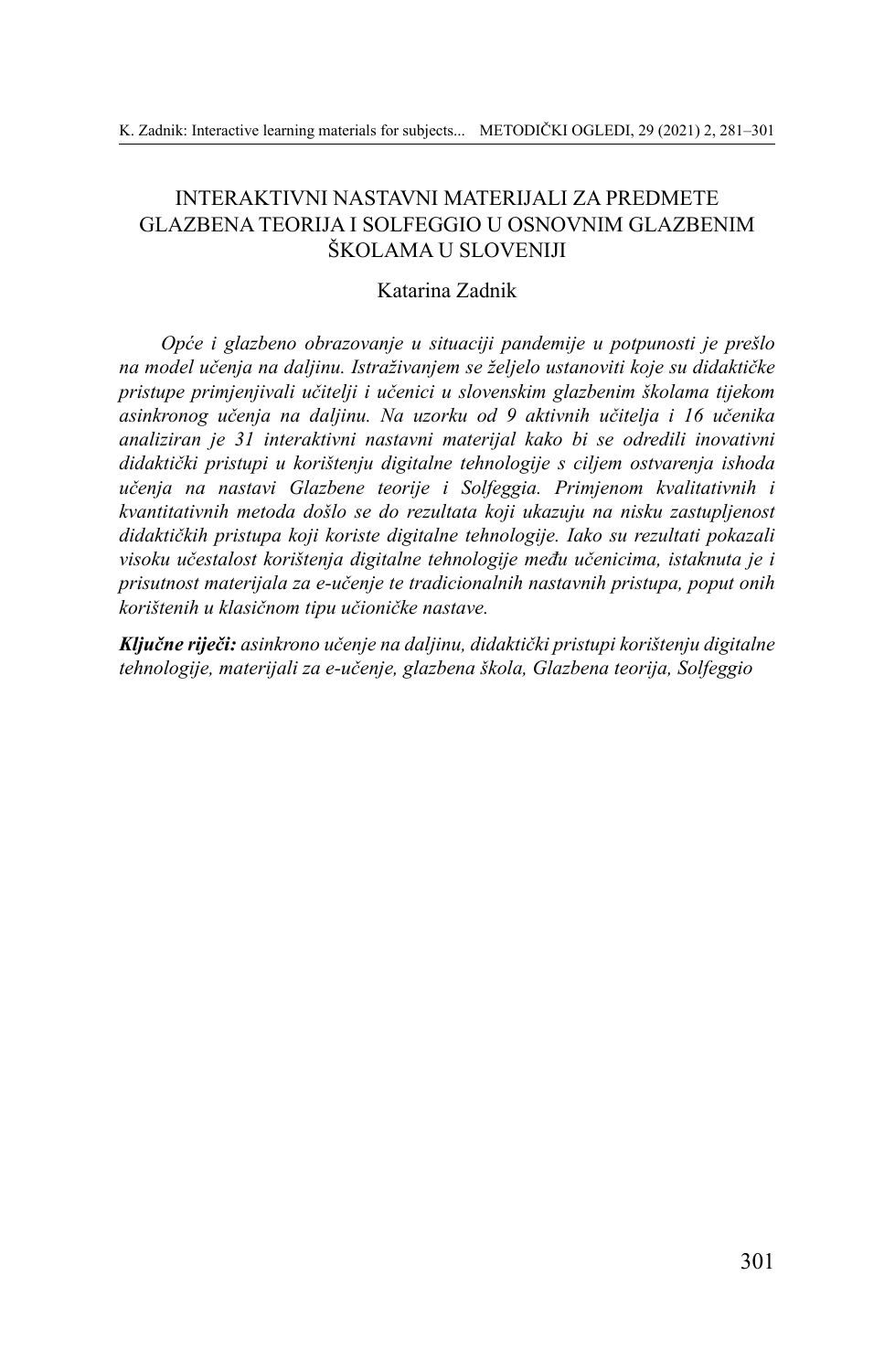# INTERAKTIVNI NASTAVNI MATERIJALI ZA PREDMETE GLAZBENA TEORIJA I SOLFEGGIO U OSNOVNIM GLAZBENIM ŠKOLAMA U SLOVENIJI

Katarina Zadnik

*Opće i glazbeno obrazovanje u situaciji pandemije u potpunosti je prešlo na model učenja na daljinu. Istraživanjem se željelo ustanoviti koje su didaktičke pristupe primjenjivali učitelji i učenici u slovenskim glazbenim školama tijekom asinkronog učenja na daljinu. Na uzorku od 9 aktivnih učitelja i 16 učenika analiziran je 31 interaktivni nastavni materijal kako bi se odredili inovativni didaktički pristupi u korištenju digitalne tehnologije s ciljem ostvarenja ishoda učenja na nastavi Glazbene teorije i Solfeggia. Primjenom kvalitativnih i kvantitativnih metoda došlo se do rezultata koji ukazuju na nisku zastupljenost didaktičkih pristupa koji koriste digitalne tehnologije. Iako su rezultati pokazali visoku učestalost korištenja digitalne tehnologije među učenicima, istaknuta je i prisutnost materijala za e-učenje te tradicionalnih nastavnih pristupa, poput onih korištenih u klasičnom tipu učioničke nastave.*

***Ključne riječi:*** *asinkrono učenje na daljinu, didaktički pristupi korištenju digitalne tehnologije, materijali za e-učenje, glazbena škola, Glazbena teorija, Solfeggio*